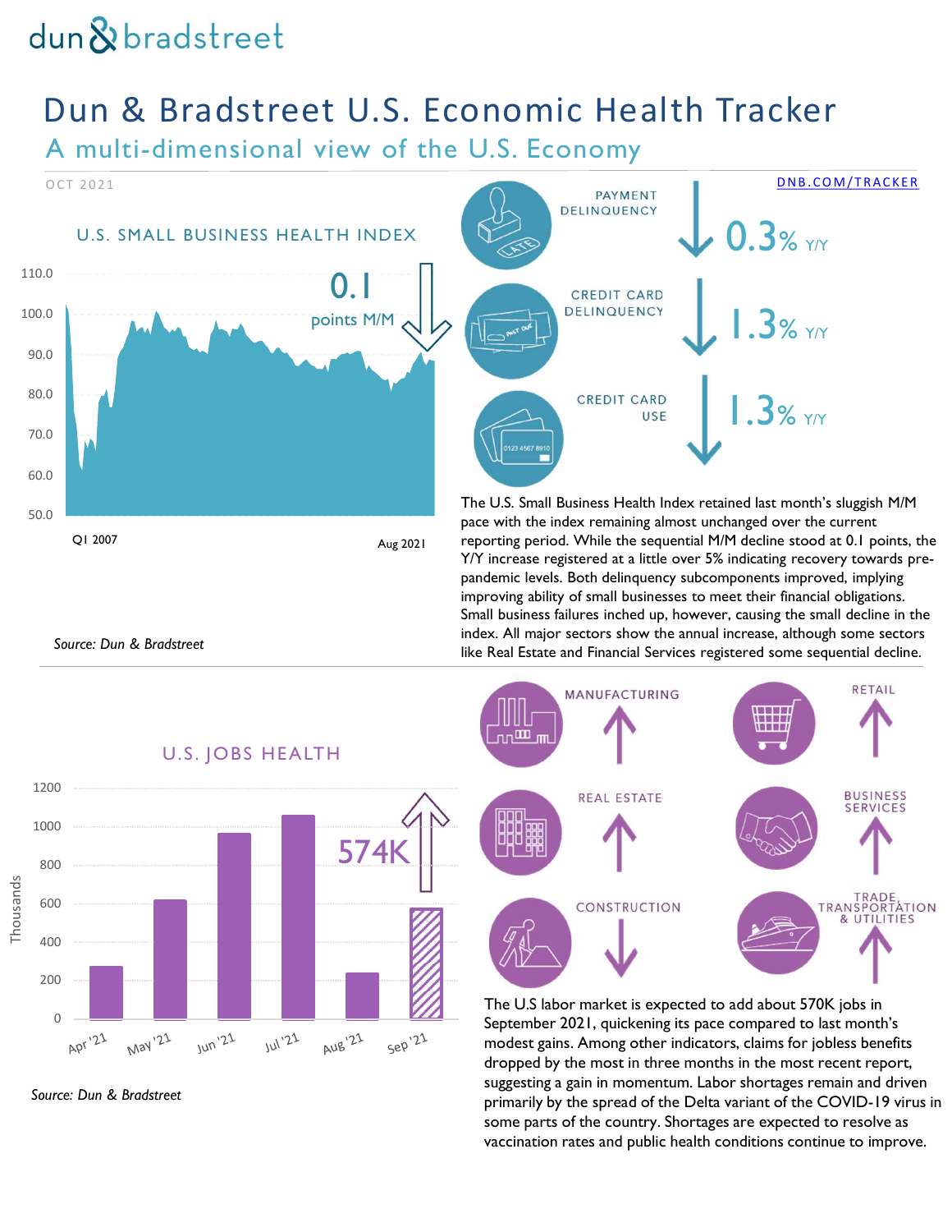dun & bradstreet

# Dun & Bradstreet U.S. Economic Health Tracker

## A multi-dimensional view of the U.S. Economy

OCT 2021

DNB.COM/TRACKER

### U.S. SMALL BUSINESS HEALTH INDEX

0.1 points M/M ↓

110.0
100.0
90.0
80.0
70.0
60.0
50.0

Q1 2007 — Aug 2021

*Source: Dun & Bradstreet*

PAYMENT DELINQUENCY ↓ 0.3% Y/Y

CREDIT CARD DELINQUENCY ↓ 1.3% Y/Y

CREDIT CARD USE ↓ 1.3% Y/Y

The U.S. Small Business Health Index retained last month's sluggish M/M pace with the index remaining almost unchanged over the current reporting period. While the sequential M/M decline stood at 0.1 points, the Y/Y increase registered at a little over 5% indicating recovery towards pre-pandemic levels. Both delinquency subcomponents improved, implying improving ability of small businesses to meet their financial obligations. Small business failures inched up, however, causing the small decline in the index. All major sectors show the annual increase, although some sectors like Real Estate and Financial Services registered some sequential decline.

### U.S. JOBS HEALTH

574K ↑

Thousands: 0, 200, 400, 600, 800, 1000, 1200

Apr '21, May '21, Jun '21, Jul '21, Aug '21, Sep '21

*Source: Dun & Bradstreet*

MANUFACTURING ↑

RETAIL ↑

REAL ESTATE ↑

BUSINESS SERVICES ↑

CONSTRUCTION ↓

TRADE, TRANSPORTATION & UTILITIES ↑

The U.S labor market is expected to add about 570K jobs in September 2021, quickening its pace compared to last month's modest gains. Among other indicators, claims for jobless benefits dropped by the most in three months in the most recent report, suggesting a gain in momentum. Labor shortages remain and driven primarily by the spread of the Delta variant of the COVID-19 virus in some parts of the country. Shortages are expected to resolve as vaccination rates and public health conditions continue to improve.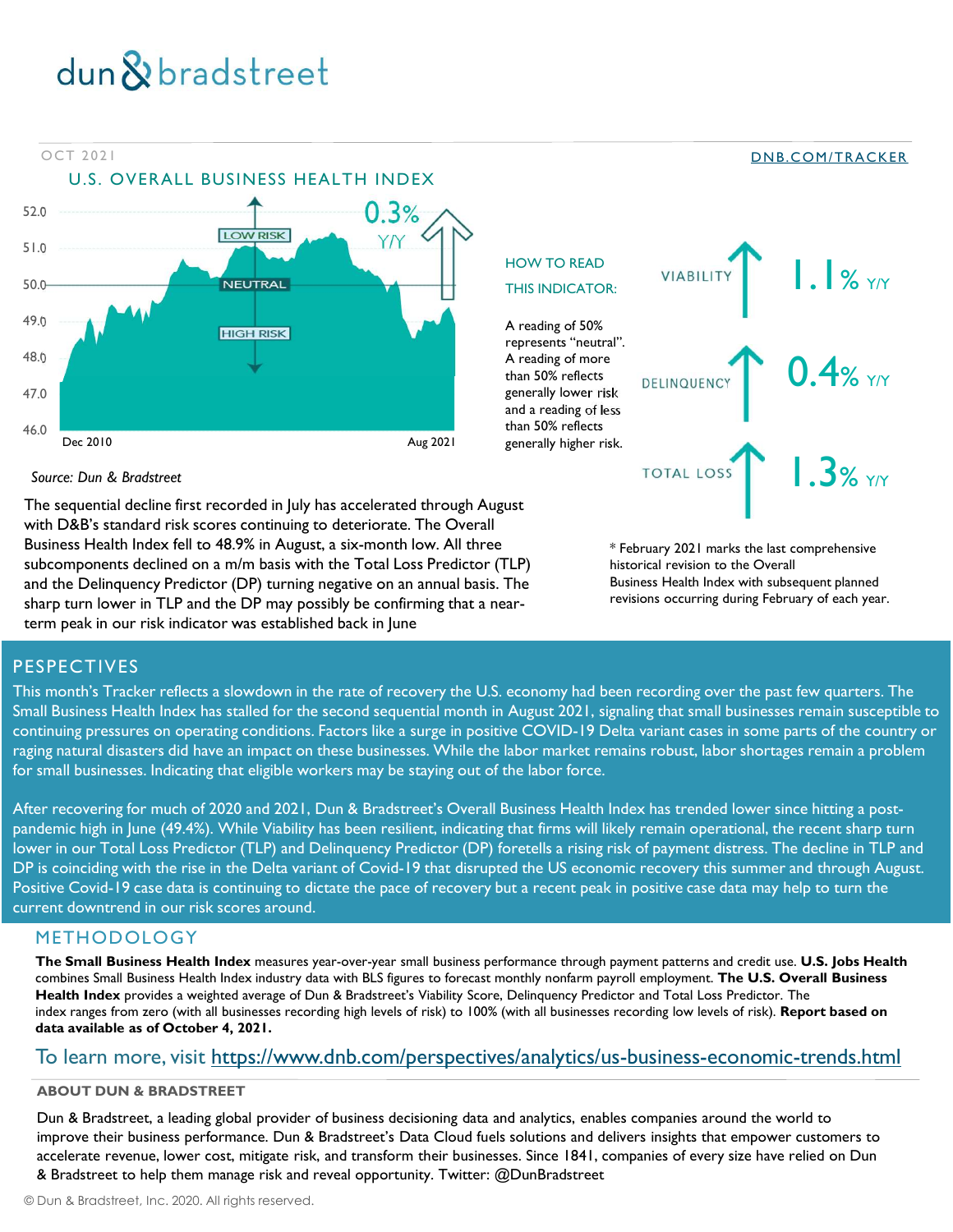dun & bradstreet

OCT 2021

DNB.COM/TRACKER

## U.S. OVERALL BUSINESS HEALTH INDEX

52.0
51.0
50.0
49.0
48.0
47.0
46.0
LOW RISK
NEUTRAL
HIGH RISK
0.3% Y/Y
Dec 2010
Aug 2021

*Source: Dun & Bradstreet*

### HOW TO READ THIS INDICATOR:

A reading of 50% represents "neutral". A reading of more than 50% reflects generally lower risk and a reading of less than 50% reflects generally higher risk.

VIABILITY 1.1% Y/Y

DELINQUENCY 0.4% Y/Y

TOTAL LOSS 1.3% Y/Y

The sequential decline first recorded in July has accelerated through August with D&B's standard risk scores continuing to deteriorate. The Overall Business Health Index fell to 48.9% in August, a six-month low. All three subcomponents declined on a m/m basis with the Total Loss Predictor (TLP) and the Delinquency Predictor (DP) turning negative on an annual basis. The sharp turn lower in TLP and the DP may possibly be confirming that a near-term peak in our risk indicator was established back in June

* February 2021 marks the last comprehensive historical revision to the Overall Business Health Index with subsequent planned revisions occurring during February of each year.

## PESPECTIVES

This month's Tracker reflects a slowdown in the rate of recovery the U.S. economy had been recording over the past few quarters. The Small Business Health Index has stalled for the second sequential month in August 2021, signaling that small businesses remain susceptible to continuing pressures on operating conditions. Factors like a surge in positive COVID-19 Delta variant cases in some parts of the country or raging natural disasters did have an impact on these businesses. While the labor market remains robust, labor shortages remain a problem for small businesses. Indicating that eligible workers may be staying out of the labor force.

After recovering for much of 2020 and 2021, Dun & Bradstreet's Overall Business Health Index has trended lower since hitting a post-pandemic high in June (49.4%). While Viability has been resilient, indicating that firms will likely remain operational, the recent sharp turn lower in our Total Loss Predictor (TLP) and Delinquency Predictor (DP) foretells a rising risk of payment distress. The decline in TLP and DP is coinciding with the rise in the Delta variant of Covid-19 that disrupted the US economic recovery this summer and through August. Positive Covid-19 case data is continuing to dictate the pace of recovery but a recent peak in positive case data may help to turn the current downtrend in our risk scores around.

## METHODOLOGY

**The Small Business Health Index** measures year-over-year small business performance through payment patterns and credit use. **U.S. Jobs Health** combines Small Business Health Index industry data with BLS figures to forecast monthly nonfarm payroll employment. **The U.S. Overall Business Health Index** provides a weighted average of Dun & Bradstreet's Viability Score, Delinquency Predictor and Total Loss Predictor. The index ranges from zero (with all businesses recording high levels of risk) to 100% (with all businesses recording low levels of risk). **Report based on data available as of October 4, 2021.**

To learn more, visit https://www.dnb.com/perspectives/analytics/us-business-economic-trends.html

### ABOUT DUN & BRADSTREET

Dun & Bradstreet, a leading global provider of business decisioning data and analytics, enables companies around the world to improve their business performance. Dun & Bradstreet's Data Cloud fuels solutions and delivers insights that empower customers to accelerate revenue, lower cost, mitigate risk, and transform their businesses. Since 1841, companies of every size have relied on Dun & Bradstreet to help them manage risk and reveal opportunity. Twitter: @DunBradstreet

© Dun & Bradstreet, Inc. 2020. All rights reserved.